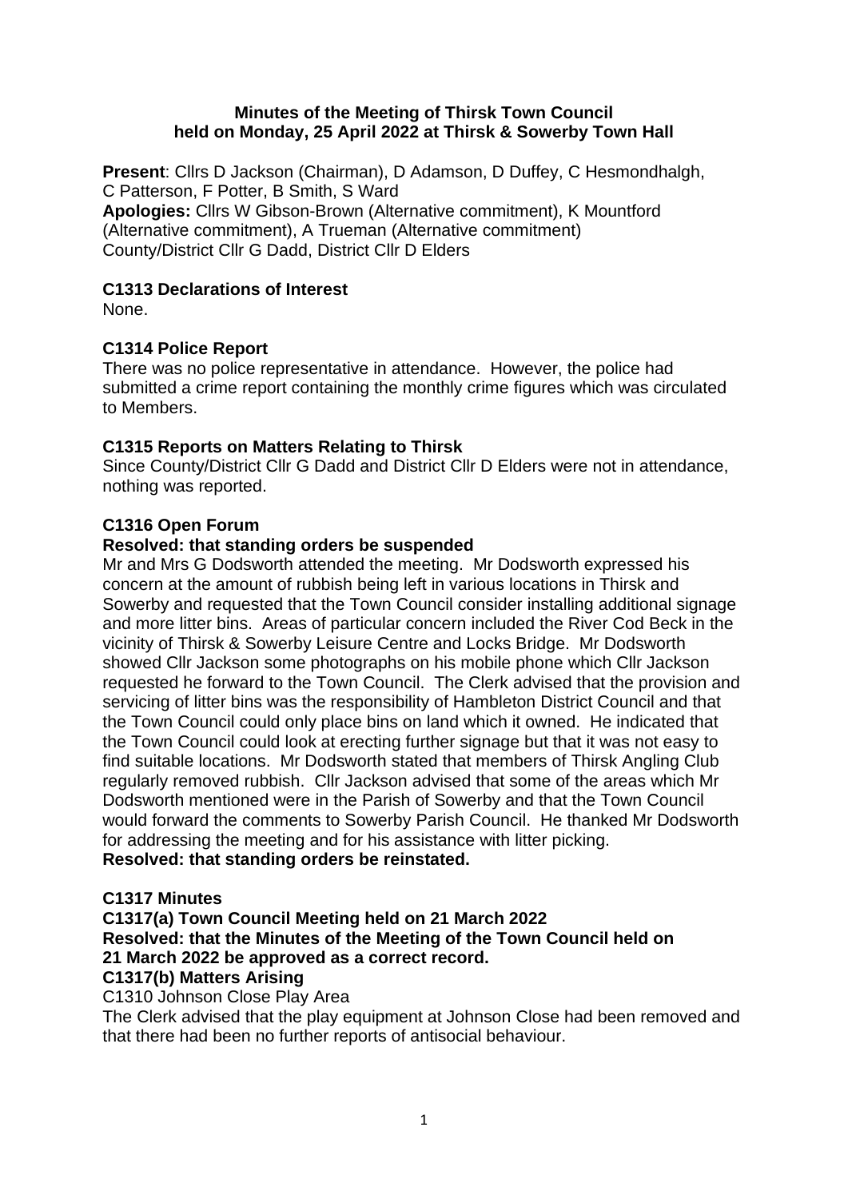**Minutes of the Meeting of Thirsk Town Council held on Monday, 25 April 2022 at Thirsk & Sowerby Town Hall**

**Present**: Cllrs D Jackson (Chairman), D Adamson, D Duffey, C Hesmondhalgh, C Patterson, F Potter, B Smith, S Ward
**Apologies:** Cllrs W Gibson-Brown (Alternative commitment), K Mountford (Alternative commitment), A Trueman (Alternative commitment) County/District Cllr G Dadd, District Cllr D Elders

**C1313 Declarations of Interest**

None.

**C1314 Police Report**

There was no police representative in attendance. However, the police had submitted a crime report containing the monthly crime figures which was circulated to Members.

**C1315 Reports on Matters Relating to Thirsk**

Since County/District Cllr G Dadd and District Cllr D Elders were not in attendance, nothing was reported.

**C1316 Open Forum**

**Resolved: that standing orders be suspended**

Mr and Mrs G Dodsworth attended the meeting. Mr Dodsworth expressed his concern at the amount of rubbish being left in various locations in Thirsk and Sowerby and requested that the Town Council consider installing additional signage and more litter bins. Areas of particular concern included the River Cod Beck in the vicinity of Thirsk & Sowerby Leisure Centre and Locks Bridge. Mr Dodsworth showed Cllr Jackson some photographs on his mobile phone which Cllr Jackson requested he forward to the Town Council. The Clerk advised that the provision and servicing of litter bins was the responsibility of Hambleton District Council and that the Town Council could only place bins on land which it owned. He indicated that the Town Council could look at erecting further signage but that it was not easy to find suitable locations. Mr Dodsworth stated that members of Thirsk Angling Club regularly removed rubbish. Cllr Jackson advised that some of the areas which Mr Dodsworth mentioned were in the Parish of Sowerby and that the Town Council would forward the comments to Sowerby Parish Council. He thanked Mr Dodsworth for addressing the meeting and for his assistance with litter picking.

**Resolved: that standing orders be reinstated.**

**C1317 Minutes**

**C1317(a) Town Council Meeting held on 21 March 2022**

**Resolved: that the Minutes of the Meeting of the Town Council held on 21 March 2022 be approved as a correct record.**

**C1317(b) Matters Arising**

C1310 Johnson Close Play Area

The Clerk advised that the play equipment at Johnson Close had been removed and that there had been no further reports of antisocial behaviour.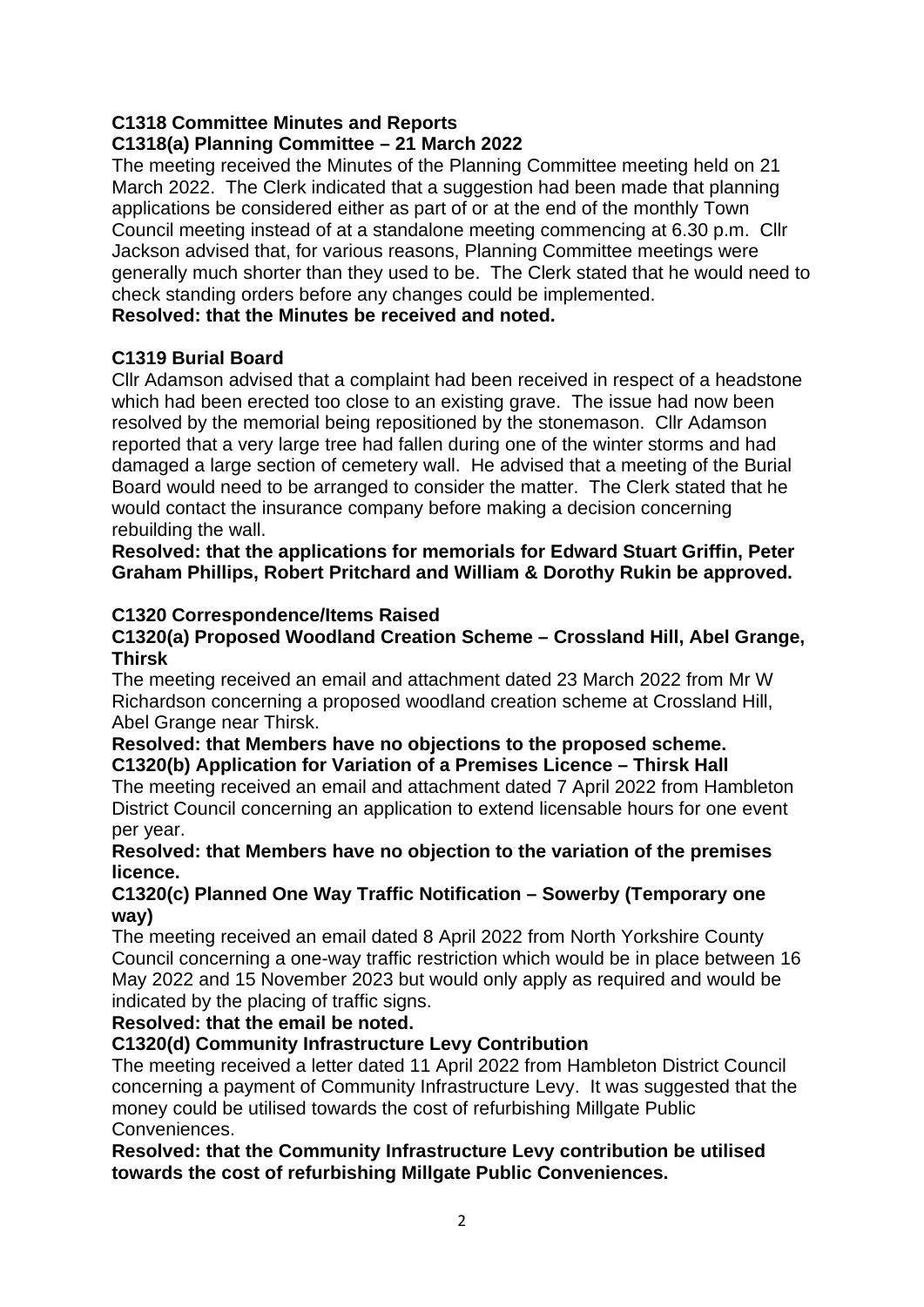## C1318 Committee Minutes and Reports

### C1318(a) Planning Committee – 21 March 2022

The meeting received the Minutes of the Planning Committee meeting held on 21 March 2022. The Clerk indicated that a suggestion had been made that planning applications be considered either as part of or at the end of the monthly Town Council meeting instead of at a standalone meeting commencing at 6.30 p.m. Cllr Jackson advised that, for various reasons, Planning Committee meetings were generally much shorter than they used to be. The Clerk stated that he would need to check standing orders before any changes could be implemented.

**Resolved: that the Minutes be received and noted.**

## C1319 Burial Board

Cllr Adamson advised that a complaint had been received in respect of a headstone which had been erected too close to an existing grave. The issue had now been resolved by the memorial being repositioned by the stonemason. Cllr Adamson reported that a very large tree had fallen during one of the winter storms and had damaged a large section of cemetery wall. He advised that a meeting of the Burial Board would need to be arranged to consider the matter. The Clerk stated that he would contact the insurance company before making a decision concerning rebuilding the wall.

**Resolved: that the applications for memorials for Edward Stuart Griffin, Peter Graham Phillips, Robert Pritchard and William & Dorothy Rukin be approved.**

## C1320 Correspondence/Items Raised

### C1320(a) Proposed Woodland Creation Scheme – Crossland Hill, Abel Grange, Thirsk

The meeting received an email and attachment dated 23 March 2022 from Mr W Richardson concerning a proposed woodland creation scheme at Crossland Hill, Abel Grange near Thirsk.

**Resolved: that Members have no objections to the proposed scheme.**

### C1320(b) Application for Variation of a Premises Licence – Thirsk Hall

The meeting received an email and attachment dated 7 April 2022 from Hambleton District Council concerning an application to extend licensable hours for one event per year.

**Resolved: that Members have no objection to the variation of the premises licence.**

### C1320(c) Planned One Way Traffic Notification – Sowerby (Temporary one way)

The meeting received an email dated 8 April 2022 from North Yorkshire County Council concerning a one-way traffic restriction which would be in place between 16 May 2022 and 15 November 2023 but would only apply as required and would be indicated by the placing of traffic signs.

**Resolved: that the email be noted.**

### C1320(d) Community Infrastructure Levy Contribution

The meeting received a letter dated 11 April 2022 from Hambleton District Council concerning a payment of Community Infrastructure Levy. It was suggested that the money could be utilised towards the cost of refurbishing Millgate Public Conveniences.

**Resolved: that the Community Infrastructure Levy contribution be utilised towards the cost of refurbishing Millgate Public Conveniences.**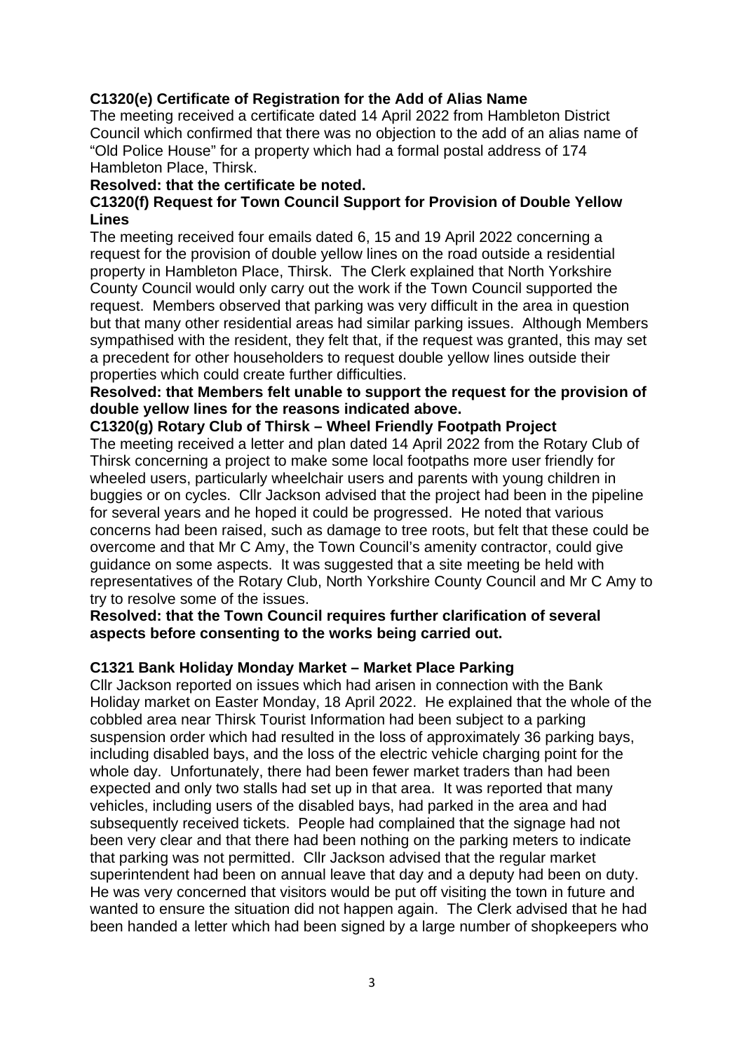**C1320(e) Certificate of Registration for the Add of Alias Name**

The meeting received a certificate dated 14 April 2022 from Hambleton District Council which confirmed that there was no objection to the add of an alias name of "Old Police House" for a property which had a formal postal address of 174 Hambleton Place, Thirsk.

**Resolved: that the certificate be noted.**

**C1320(f) Request for Town Council Support for Provision of Double Yellow Lines**

The meeting received four emails dated 6, 15 and 19 April 2022 concerning a request for the provision of double yellow lines on the road outside a residential property in Hambleton Place, Thirsk. The Clerk explained that North Yorkshire County Council would only carry out the work if the Town Council supported the request. Members observed that parking was very difficult in the area in question but that many other residential areas had similar parking issues. Although Members sympathised with the resident, they felt that, if the request was granted, this may set a precedent for other householders to request double yellow lines outside their properties which could create further difficulties.

**Resolved: that Members felt unable to support the request for the provision of double yellow lines for the reasons indicated above.**

**C1320(g) Rotary Club of Thirsk – Wheel Friendly Footpath Project**

The meeting received a letter and plan dated 14 April 2022 from the Rotary Club of Thirsk concerning a project to make some local footpaths more user friendly for wheeled users, particularly wheelchair users and parents with young children in buggies or on cycles. Cllr Jackson advised that the project had been in the pipeline for several years and he hoped it could be progressed. He noted that various concerns had been raised, such as damage to tree roots, but felt that these could be overcome and that Mr C Amy, the Town Council's amenity contractor, could give guidance on some aspects. It was suggested that a site meeting be held with representatives of the Rotary Club, North Yorkshire County Council and Mr C Amy to try to resolve some of the issues.

**Resolved: that the Town Council requires further clarification of several aspects before consenting to the works being carried out.**

**C1321 Bank Holiday Monday Market – Market Place Parking**

Cllr Jackson reported on issues which had arisen in connection with the Bank Holiday market on Easter Monday, 18 April 2022. He explained that the whole of the cobbled area near Thirsk Tourist Information had been subject to a parking suspension order which had resulted in the loss of approximately 36 parking bays, including disabled bays, and the loss of the electric vehicle charging point for the whole day. Unfortunately, there had been fewer market traders than had been expected and only two stalls had set up in that area. It was reported that many vehicles, including users of the disabled bays, had parked in the area and had subsequently received tickets. People had complained that the signage had not been very clear and that there had been nothing on the parking meters to indicate that parking was not permitted. Cllr Jackson advised that the regular market superintendent had been on annual leave that day and a deputy had been on duty. He was very concerned that visitors would be put off visiting the town in future and wanted to ensure the situation did not happen again. The Clerk advised that he had been handed a letter which had been signed by a large number of shopkeepers who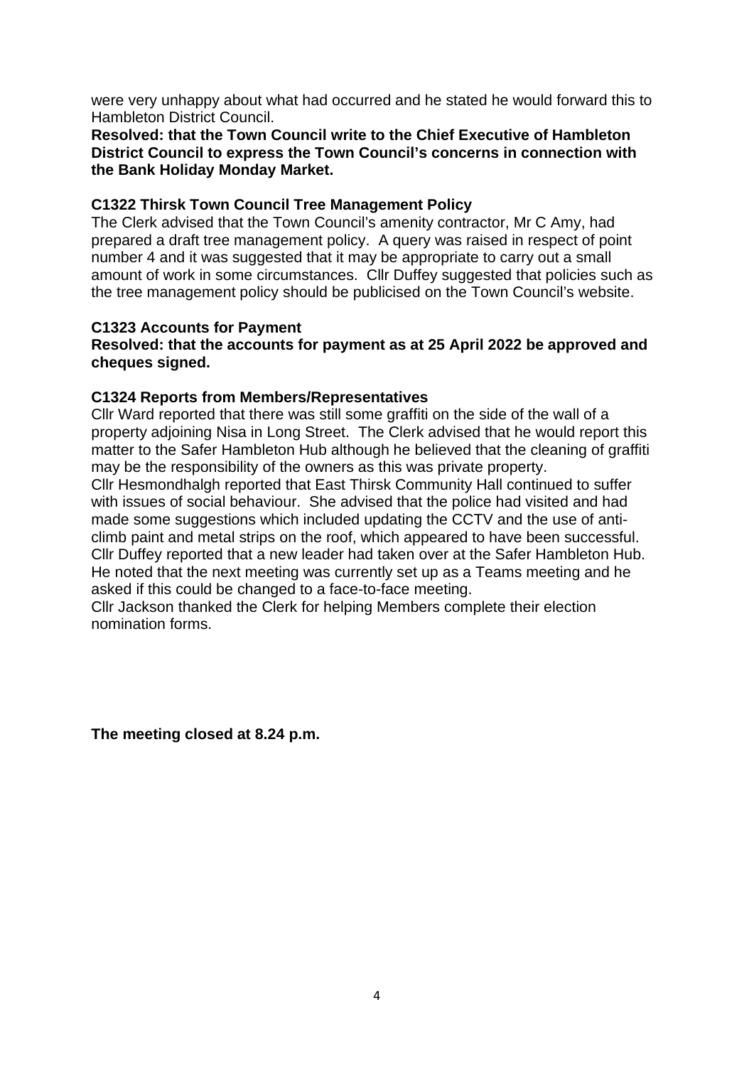were very unhappy about what had occurred and he stated he would forward this to Hambleton District Council.

**Resolved: that the Town Council write to the Chief Executive of Hambleton District Council to express the Town Council's concerns in connection with the Bank Holiday Monday Market.**

**C1322 Thirsk Town Council Tree Management Policy**

The Clerk advised that the Town Council's amenity contractor, Mr C Amy, had prepared a draft tree management policy. A query was raised in respect of point number 4 and it was suggested that it may be appropriate to carry out a small amount of work in some circumstances. Cllr Duffey suggested that policies such as the tree management policy should be publicised on the Town Council's website.

**C1323 Accounts for Payment**

**Resolved: that the accounts for payment as at 25 April 2022 be approved and cheques signed.**

**C1324 Reports from Members/Representatives**

Cllr Ward reported that there was still some graffiti on the side of the wall of a property adjoining Nisa in Long Street. The Clerk advised that he would report this matter to the Safer Hambleton Hub although he believed that the cleaning of graffiti may be the responsibility of the owners as this was private property.

Cllr Hesmondhalgh reported that East Thirsk Community Hall continued to suffer with issues of social behaviour. She advised that the police had visited and had made some suggestions which included updating the CCTV and the use of anti-climb paint and metal strips on the roof, which appeared to have been successful.

Cllr Duffey reported that a new leader had taken over at the Safer Hambleton Hub. He noted that the next meeting was currently set up as a Teams meeting and he asked if this could be changed to a face-to-face meeting.

Cllr Jackson thanked the Clerk for helping Members complete their election nomination forms.

**The meeting closed at 8.24 p.m.**